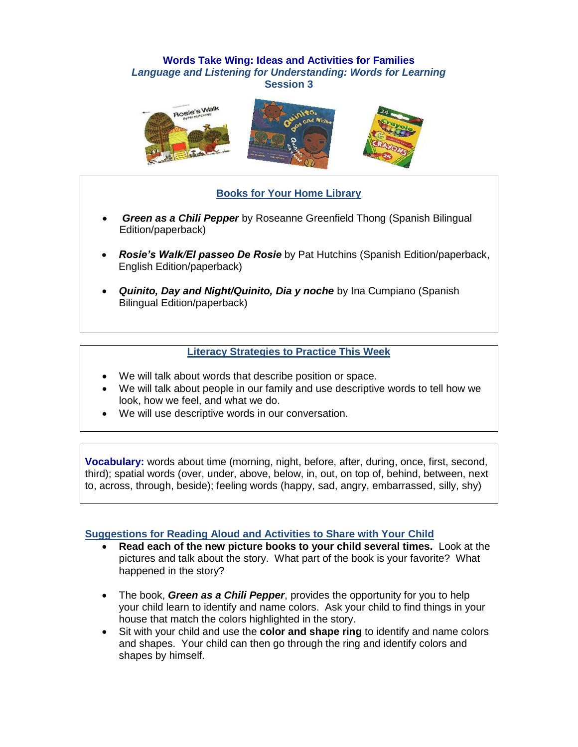# Words Take Wing: Ideas and Activities for Families

## *Language and Listening for Understanding: Words for Learning*

## Session 3

### Books for Your Home Library

- ***Green as a Chili Pepper*** by Roseanne Greenfield Thong (Spanish Bilingual Edition/paperback)
- ***Rosie's Walk/El passeo De Rosie*** by Pat Hutchins (Spanish Edition/paperback, English Edition/paperback)
- ***Quinito, Day and Night/Quinito, Dia y noche*** by Ina Cumpiano (Spanish Bilingual Edition/paperback)

### Literacy Strategies to Practice This Week

- We will talk about words that describe position or space.
- We will talk about people in our family and use descriptive words to tell how we look, how we feel, and what we do.
- We will use descriptive words in our conversation.

**Vocabulary:** words about time (morning, night, before, after, during, once, first, second, third); spatial words (over, under, above, below, in, out, on top of, behind, between, next to, across, through, beside); feeling words (happy, sad, angry, embarrassed, silly, shy)

### Suggestions for Reading Aloud and Activities to Share with Your Child

- **Read each of the new picture books to your child several times.** Look at the pictures and talk about the story. What part of the book is your favorite? What happened in the story?
- The book, ***Green as a Chili Pepper***, provides the opportunity for you to help your child learn to identify and name colors. Ask your child to find things in your house that match the colors highlighted in the story.
- Sit with your child and use the **color and shape ring** to identify and name colors and shapes. Your child can then go through the ring and identify colors and shapes by himself.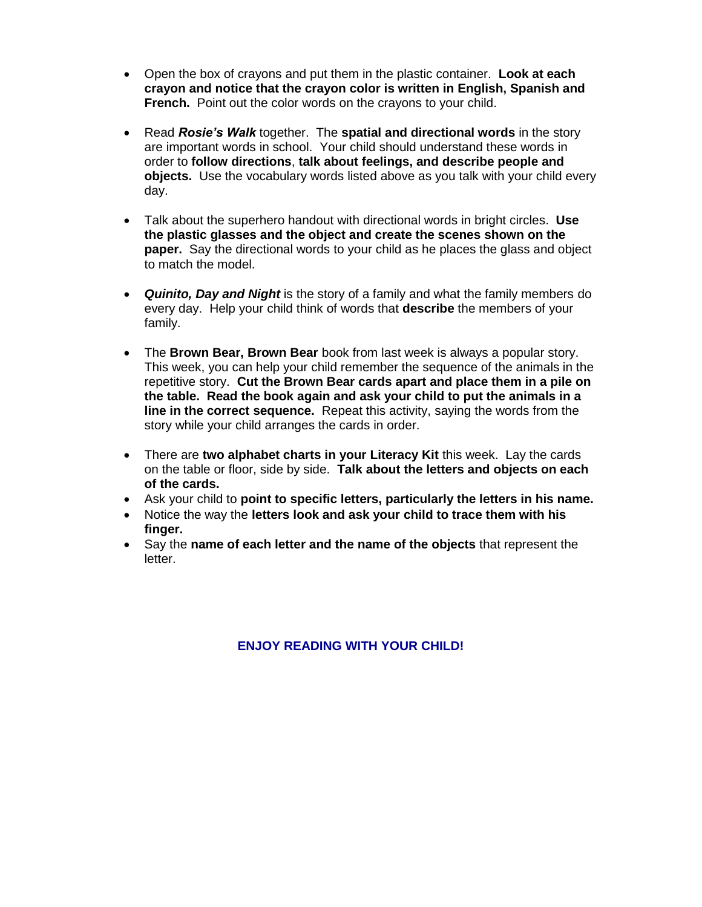- Open the box of crayons and put them in the plastic container. **Look at each crayon and notice that the crayon color is written in English, Spanish and French.** Point out the color words on the crayons to your child.

- Read ***Rosie's Walk*** together. The **spatial and directional words** in the story are important words in school. Your child should understand these words in order to **follow directions**, **talk about feelings, and describe people and objects.** Use the vocabulary words listed above as you talk with your child every day.

- Talk about the superhero handout with directional words in bright circles. **Use the plastic glasses and the object and create the scenes shown on the paper.** Say the directional words to your child as he places the glass and object to match the model.

- ***Quinito, Day and Night*** is the story of a family and what the family members do every day. Help your child think of words that **describe** the members of your family.

- The **Brown Bear, Brown Bear** book from last week is always a popular story. This week, you can help your child remember the sequence of the animals in the repetitive story. **Cut the Brown Bear cards apart and place them in a pile on the table. Read the book again and ask your child to put the animals in a line in the correct sequence.** Repeat this activity, saying the words from the story while your child arranges the cards in order.

- There are **two alphabet charts in your Literacy Kit** this week. Lay the cards on the table or floor, side by side. **Talk about the letters and objects on each of the cards.**
- Ask your child to **point to specific letters, particularly the letters in his name.**
- Notice the way the **letters look and ask your child to trace them with his finger.**
- Say the **name of each letter and the name of the objects** that represent the letter.

**ENJOY READING WITH YOUR CHILD!**